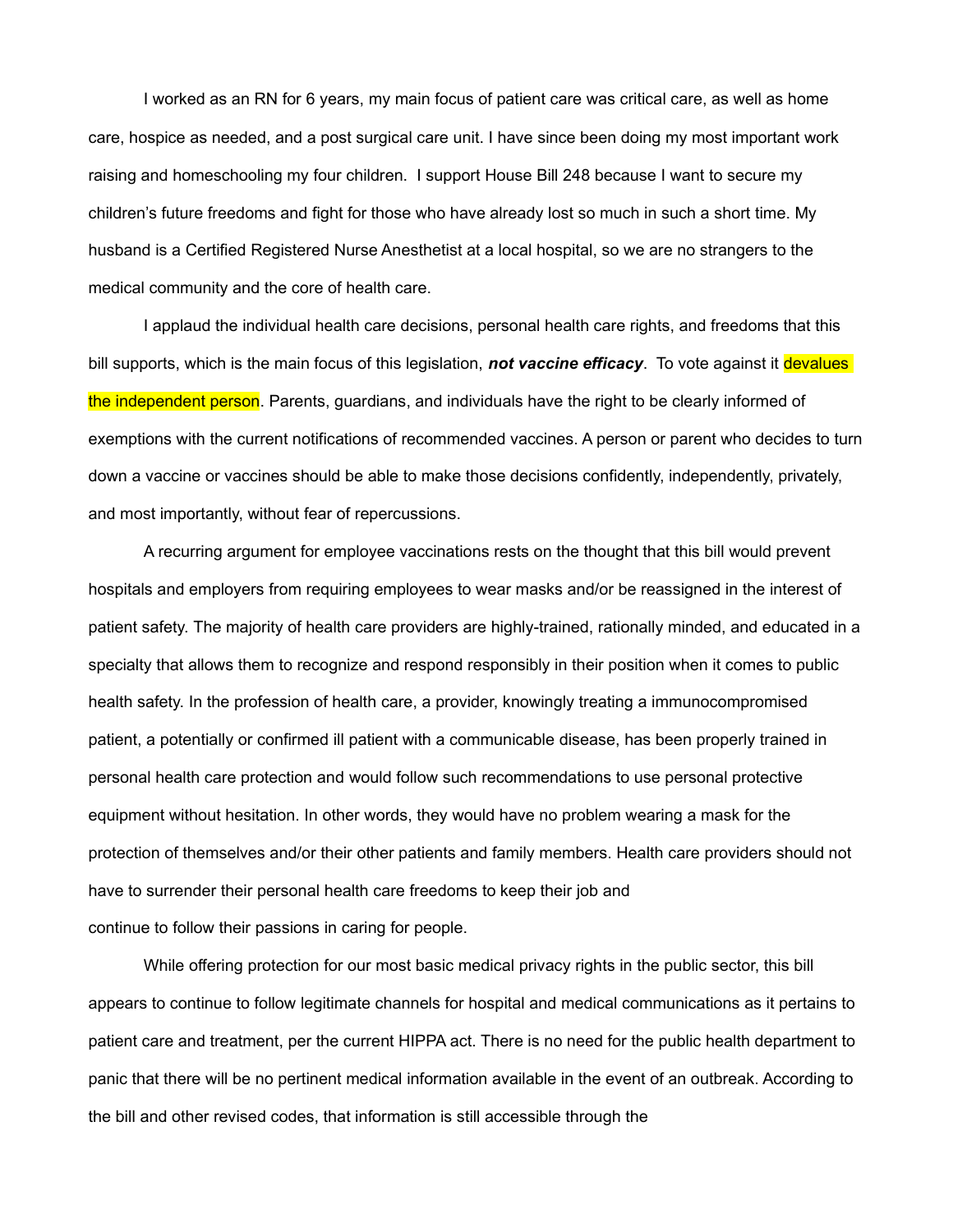I worked as an RN for 6 years, my main focus of patient care was critical care, as well as home care, hospice as needed, and a post surgical care unit. I have since been doing my most important work raising and homeschooling my four children. I support House Bill 248 because I want to secure my children's future freedoms and fight for those who have already lost so much in such a short time. My husband is a Certified Registered Nurse Anesthetist at a local hospital, so we are no strangers to the medical community and the core of health care.

I applaud the individual health care decisions, personal health care rights, and freedoms that this bill supports, which is the main focus of this legislation, ***not vaccine efficacy***. To vote against it devalues the independent person. Parents, guardians, and individuals have the right to be clearly informed of exemptions with the current notifications of recommended vaccines. A person or parent who decides to turn down a vaccine or vaccines should be able to make those decisions confidently, independently, privately, and most importantly, without fear of repercussions.

A recurring argument for employee vaccinations rests on the thought that this bill would prevent hospitals and employers from requiring employees to wear masks and/or be reassigned in the interest of patient safety. The majority of health care providers are highly-trained, rationally minded, and educated in a specialty that allows them to recognize and respond responsibly in their position when it comes to public health safety. In the profession of health care, a provider, knowingly treating a immunocompromised patient, a potentially or confirmed ill patient with a communicable disease, has been properly trained in personal health care protection and would follow such recommendations to use personal protective equipment without hesitation. In other words, they would have no problem wearing a mask for the protection of themselves and/or their other patients and family members. Health care providers should not have to surrender their personal health care freedoms to keep their job and continue to follow their passions in caring for people.

While offering protection for our most basic medical privacy rights in the public sector, this bill appears to continue to follow legitimate channels for hospital and medical communications as it pertains to patient care and treatment, per the current HIPPA act. There is no need for the public health department to panic that there will be no pertinent medical information available in the event of an outbreak. According to the bill and other revised codes, that information is still accessible through the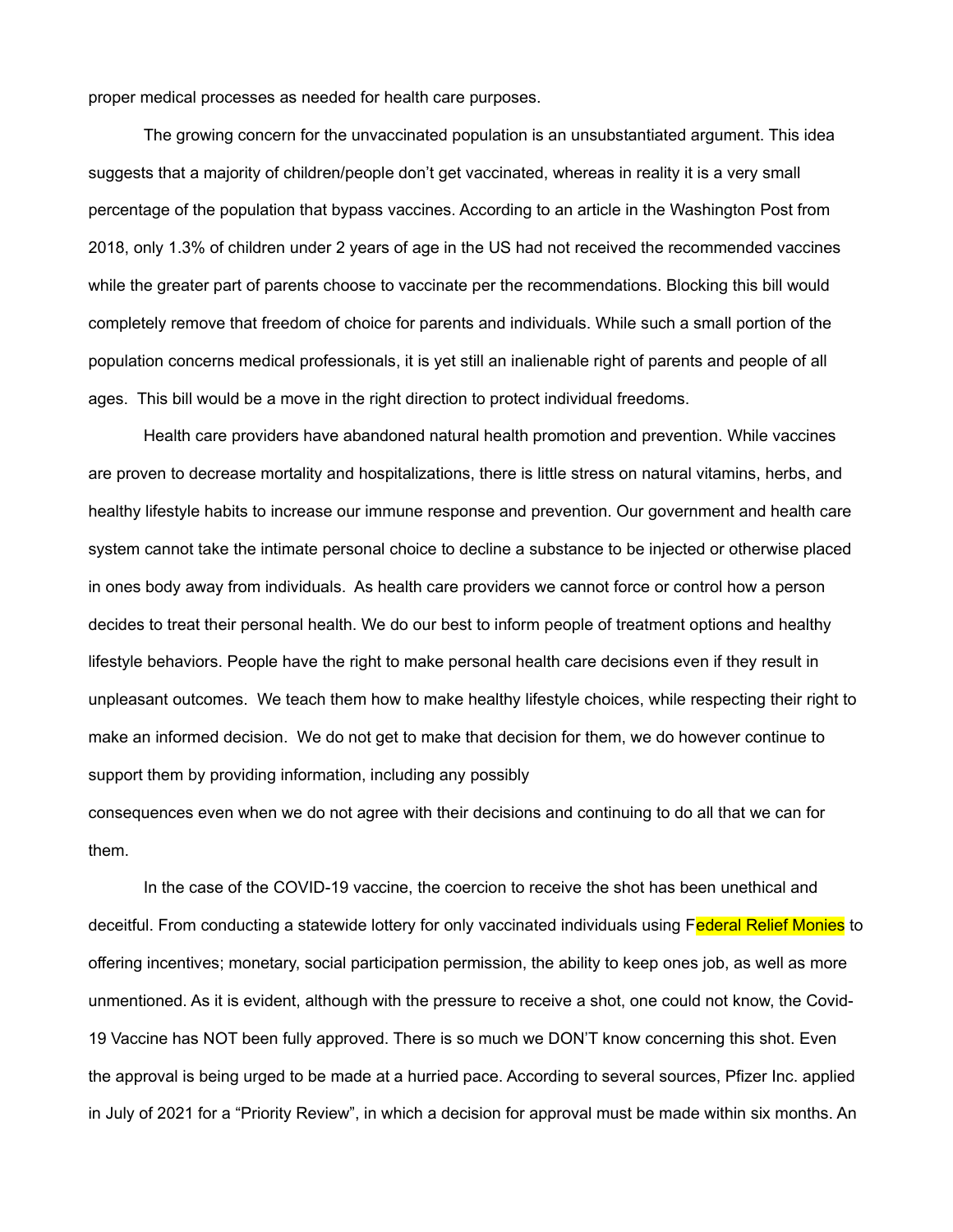proper medical processes as needed for health care purposes.

The growing concern for the unvaccinated population is an unsubstantiated argument. This idea suggests that a majority of children/people don't get vaccinated, whereas in reality it is a very small percentage of the population that bypass vaccines. According to an article in the Washington Post from 2018, only 1.3% of children under 2 years of age in the US had not received the recommended vaccines while the greater part of parents choose to vaccinate per the recommendations. Blocking this bill would completely remove that freedom of choice for parents and individuals. While such a small portion of the population concerns medical professionals, it is yet still an inalienable right of parents and people of all ages. This bill would be a move in the right direction to protect individual freedoms.

Health care providers have abandoned natural health promotion and prevention. While vaccines are proven to decrease mortality and hospitalizations, there is little stress on natural vitamins, herbs, and healthy lifestyle habits to increase our immune response and prevention. Our government and health care system cannot take the intimate personal choice to decline a substance to be injected or otherwise placed in ones body away from individuals. As health care providers we cannot force or control how a person decides to treat their personal health. We do our best to inform people of treatment options and healthy lifestyle behaviors. People have the right to make personal health care decisions even if they result in unpleasant outcomes. We teach them how to make healthy lifestyle choices, while respecting their right to make an informed decision. We do not get to make that decision for them, we do however continue to support them by providing information, including any possibly consequences even when we do not agree with their decisions and continuing to do all that we can for them.

In the case of the COVID-19 vaccine, the coercion to receive the shot has been unethical and deceitful. From conducting a statewide lottery for only vaccinated individuals using Federal Relief Monies to offering incentives; monetary, social participation permission, the ability to keep ones job, as well as more unmentioned. As it is evident, although with the pressure to receive a shot, one could not know, the Covid-19 Vaccine has NOT been fully approved. There is so much we DON'T know concerning this shot. Even the approval is being urged to be made at a hurried pace. According to several sources, Pfizer Inc. applied in July of 2021 for a "Priority Review", in which a decision for approval must be made within six months. An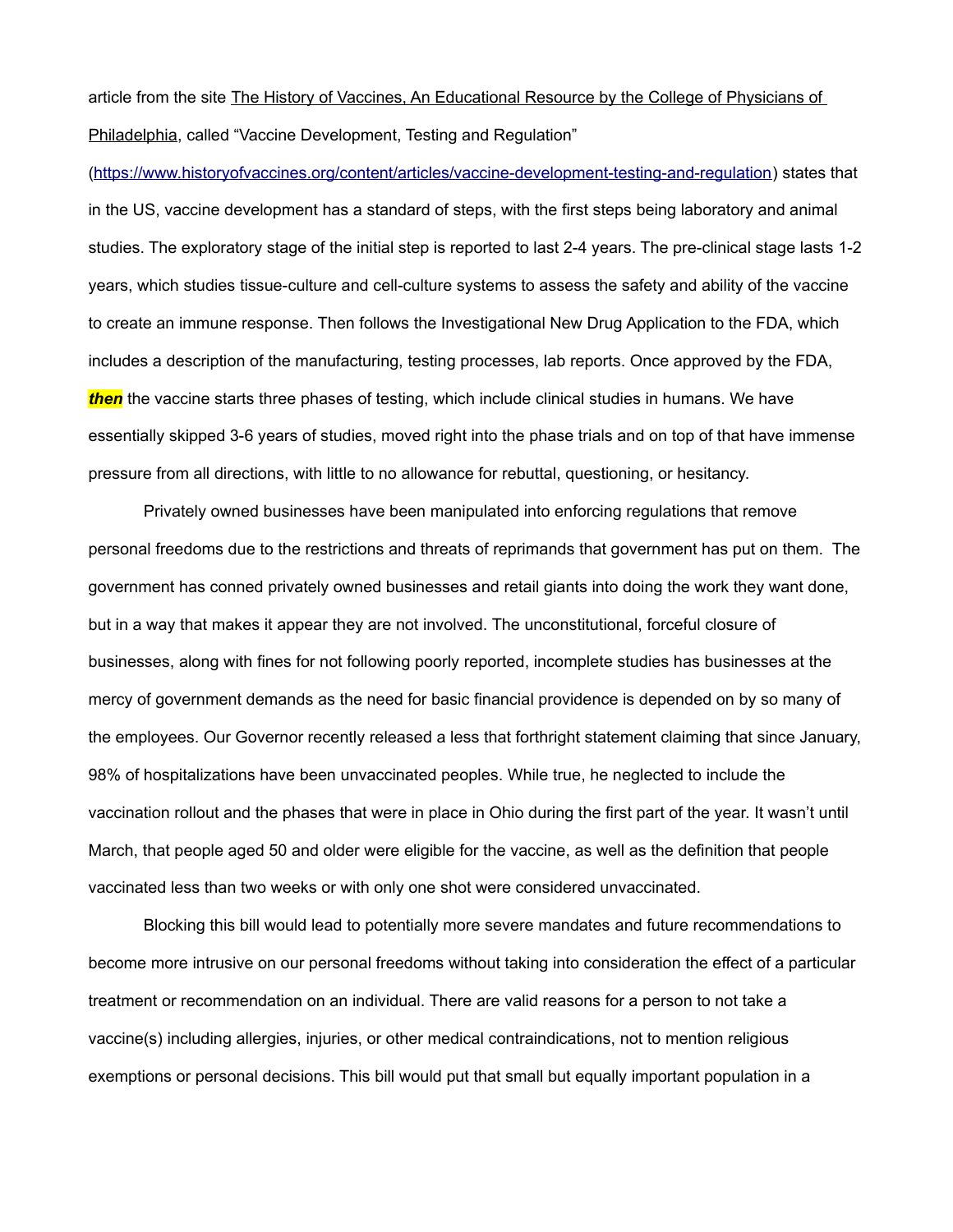article from the site The History of Vaccines, An Educational Resource by the College of Physicians of Philadelphia, called "Vaccine Development, Testing and Regulation" (https://www.historyofvaccines.org/content/articles/vaccine-development-testing-and-regulation) states that in the US, vaccine development has a standard of steps, with the first steps being laboratory and animal studies. The exploratory stage of the initial step is reported to last 2-4 years. The pre-clinical stage lasts 1-2 years, which studies tissue-culture and cell-culture systems to assess the safety and ability of the vaccine to create an immune response. Then follows the Investigational New Drug Application to the FDA, which includes a description of the manufacturing, testing processes, lab reports. Once approved by the FDA, ***then*** the vaccine starts three phases of testing, which include clinical studies in humans. We have essentially skipped 3-6 years of studies, moved right into the phase trials and on top of that have immense pressure from all directions, with little to no allowance for rebuttal, questioning, or hesitancy.

Privately owned businesses have been manipulated into enforcing regulations that remove personal freedoms due to the restrictions and threats of reprimands that government has put on them. The government has conned privately owned businesses and retail giants into doing the work they want done, but in a way that makes it appear they are not involved. The unconstitutional, forceful closure of businesses, along with fines for not following poorly reported, incomplete studies has businesses at the mercy of government demands as the need for basic financial providence is depended on by so many of the employees. Our Governor recently released a less that forthright statement claiming that since January, 98% of hospitalizations have been unvaccinated peoples. While true, he neglected to include the vaccination rollout and the phases that were in place in Ohio during the first part of the year. It wasn't until March, that people aged 50 and older were eligible for the vaccine, as well as the definition that people vaccinated less than two weeks or with only one shot were considered unvaccinated.

Blocking this bill would lead to potentially more severe mandates and future recommendations to become more intrusive on our personal freedoms without taking into consideration the effect of a particular treatment or recommendation on an individual. There are valid reasons for a person to not take a vaccine(s) including allergies, injuries, or other medical contraindications, not to mention religious exemptions or personal decisions. This bill would put that small but equally important population in a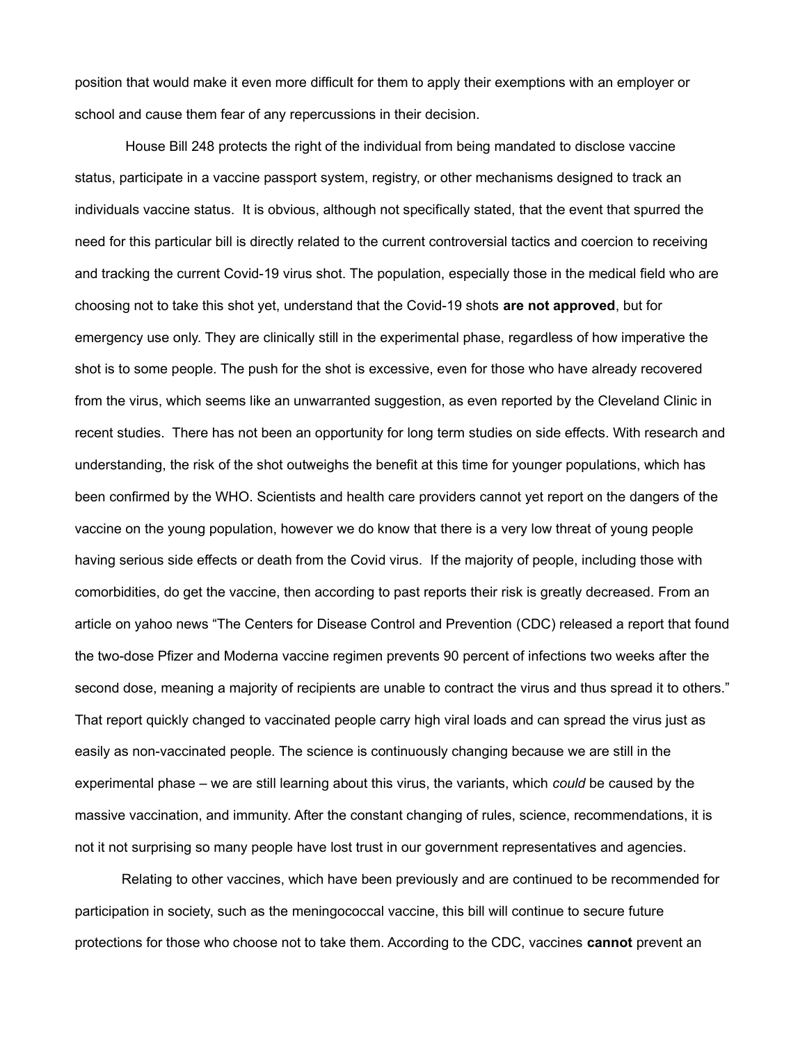position that would make it even more difficult for them to apply their exemptions with an employer or school and cause them fear of any repercussions in their decision.

House Bill 248 protects the right of the individual from being mandated to disclose vaccine status, participate in a vaccine passport system, registry, or other mechanisms designed to track an individuals vaccine status. It is obvious, although not specifically stated, that the event that spurred the need for this particular bill is directly related to the current controversial tactics and coercion to receiving and tracking the current Covid-19 virus shot. The population, especially those in the medical field who are choosing not to take this shot yet, understand that the Covid-19 shots **are not approved**, but for emergency use only. They are clinically still in the experimental phase, regardless of how imperative the shot is to some people. The push for the shot is excessive, even for those who have already recovered from the virus, which seems like an unwarranted suggestion, as even reported by the Cleveland Clinic in recent studies. There has not been an opportunity for long term studies on side effects. With research and understanding, the risk of the shot outweighs the benefit at this time for younger populations, which has been confirmed by the WHO. Scientists and health care providers cannot yet report on the dangers of the vaccine on the young population, however we do know that there is a very low threat of young people having serious side effects or death from the Covid virus. If the majority of people, including those with comorbidities, do get the vaccine, then according to past reports their risk is greatly decreased. From an article on yahoo news "The Centers for Disease Control and Prevention (CDC) released a report that found the two-dose Pfizer and Moderna vaccine regimen prevents 90 percent of infections two weeks after the second dose, meaning a majority of recipients are unable to contract the virus and thus spread it to others." That report quickly changed to vaccinated people carry high viral loads and can spread the virus just as easily as non-vaccinated people. The science is continuously changing because we are still in the experimental phase – we are still learning about this virus, the variants, which *could* be caused by the massive vaccination, and immunity. After the constant changing of rules, science, recommendations, it is not it not surprising so many people have lost trust in our government representatives and agencies.

Relating to other vaccines, which have been previously and are continued to be recommended for participation in society, such as the meningococcal vaccine, this bill will continue to secure future protections for those who choose not to take them. According to the CDC, vaccines **cannot** prevent an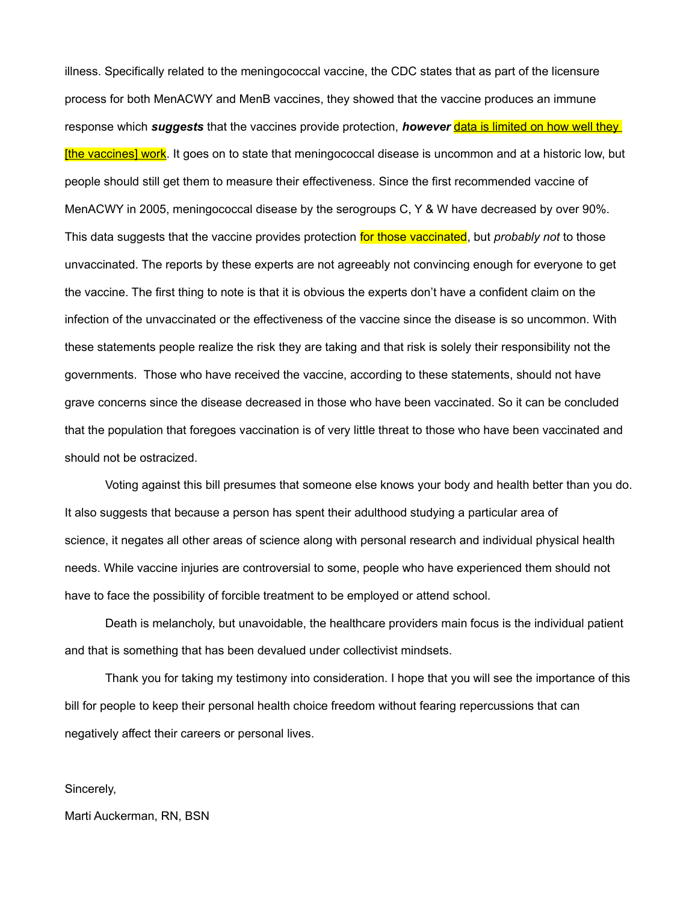illness. Specifically related to the meningococcal vaccine, the CDC states that as part of the licensure process for both MenACWY and MenB vaccines, they showed that the vaccine produces an immune response which ***suggests*** that the vaccines provide protection, ***however*** data is limited on how well they [the vaccines] work. It goes on to state that meningococcal disease is uncommon and at a historic low, but people should still get them to measure their effectiveness. Since the first recommended vaccine of MenACWY in 2005, meningococcal disease by the serogroups C, Y & W have decreased by over 90%. This data suggests that the vaccine provides protection for those vaccinated, but *probably not* to those unvaccinated. The reports by these experts are not agreeably not convincing enough for everyone to get the vaccine. The first thing to note is that it is obvious the experts don't have a confident claim on the infection of the unvaccinated or the effectiveness of the vaccine since the disease is so uncommon. With these statements people realize the risk they are taking and that risk is solely their responsibility not the governments. Those who have received the vaccine, according to these statements, should not have grave concerns since the disease decreased in those who have been vaccinated. So it can be concluded that the population that foregoes vaccination is of very little threat to those who have been vaccinated and should not be ostracized.

Voting against this bill presumes that someone else knows your body and health better than you do. It also suggests that because a person has spent their adulthood studying a particular area of science, it negates all other areas of science along with personal research and individual physical health needs. While vaccine injuries are controversial to some, people who have experienced them should not have to face the possibility of forcible treatment to be employed or attend school.

Death is melancholy, but unavoidable, the healthcare providers main focus is the individual patient and that is something that has been devalued under collectivist mindsets.

Thank you for taking my testimony into consideration. I hope that you will see the importance of this bill for people to keep their personal health choice freedom without fearing repercussions that can negatively affect their careers or personal lives.

Sincerely,

Marti Auckerman, RN, BSN